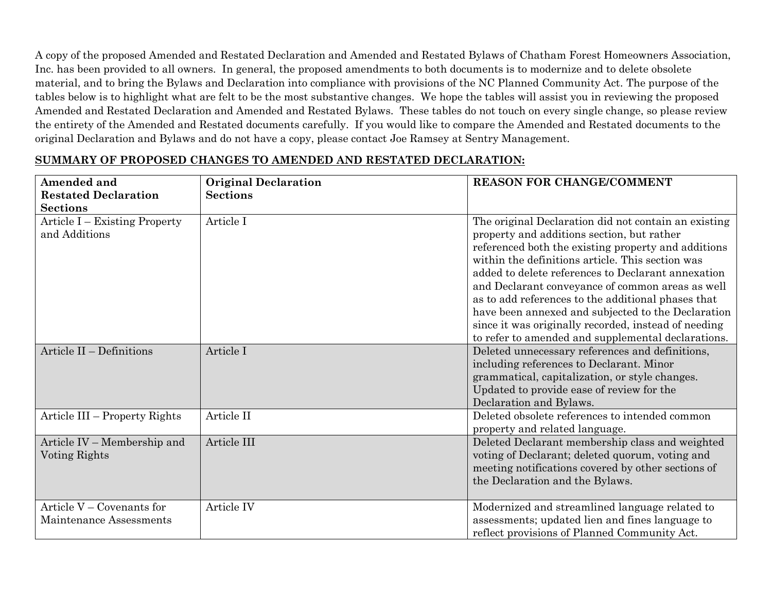A copy of the proposed Amended and Restated Declaration and Amended and Restated Bylaws of Chatham Forest Homeowners Association, Inc. has been provided to all owners. In general, the proposed amendments to both documents is to modernize and to delete obsolete material, and to bring the Bylaws and Declaration into compliance with provisions of the NC Planned Community Act. The purpose of the tables below is to highlight what are felt to be the most substantive changes. We hope the tables will assist you in reviewing the proposed Amended and Restated Declaration and Amended and Restated Bylaws. These tables do not touch on every single change, so please review the entirety of the Amended and Restated documents carefully. If you would like to compare the Amended and Restated documents to the original Declaration and Bylaws and do not have a copy, please contact Joe Ramsey at Sentry Management.

**SUMMARY OF PROPOSED CHANGES TO AMENDED AND RESTATED DECLARATION:**

| Amended and Restated Declaration Sections | Original Declaration Sections | REASON FOR CHANGE/COMMENT |
| --- | --- | --- |
| Article I – Existing Property and Additions | Article I | The original Declaration did not contain an existing property and additions section, but rather referenced both the existing property and additions within the definitions article. This section was added to delete references to Declarant annexation and Declarant conveyance of common areas as well as to add references to the additional phases that have been annexed and subjected to the Declaration since it was originally recorded, instead of needing to refer to amended and supplemental declarations. |
| Article II – Definitions | Article I | Deleted unnecessary references and definitions, including references to Declarant. Minor grammatical, capitalization, or style changes. Updated to provide ease of review for the Declaration and Bylaws. |
| Article III – Property Rights | Article II | Deleted obsolete references to intended common property and related language. |
| Article IV – Membership and Voting Rights | Article III | Deleted Declarant membership class and weighted voting of Declarant; deleted quorum, voting and meeting notifications covered by other sections of the Declaration and the Bylaws. |
| Article V – Covenants for Maintenance Assessments | Article IV | Modernized and streamlined language related to assessments; updated lien and fines language to reflect provisions of Planned Community Act. |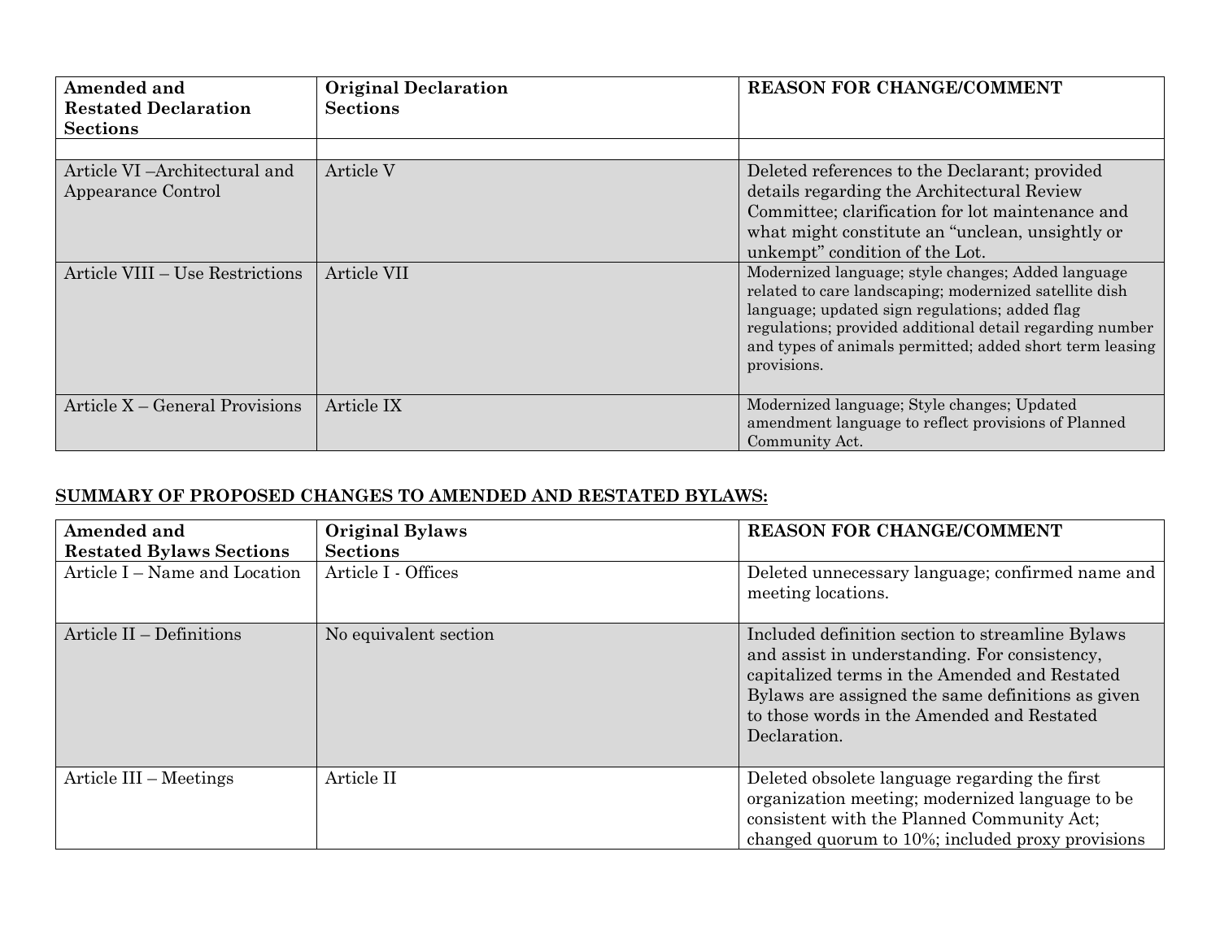| Amended and Restated Declaration Sections | Original Declaration Sections | REASON FOR CHANGE/COMMENT |
|---|---|---|
| | | |
| Article VI –Architectural and Appearance Control | Article V | Deleted references to the Declarant; provided details regarding the Architectural Review Committee; clarification for lot maintenance and what might constitute an "unclean, unsightly or unkempt" condition of the Lot. |
| Article VIII – Use Restrictions | Article VII | Modernized language; style changes; Added language related to care landscaping; modernized satellite dish language; updated sign regulations; added flag regulations; provided additional detail regarding number and types of animals permitted; added short term leasing provisions. |
| Article X – General Provisions | Article IX | Modernized language; Style changes; Updated amendment language to reflect provisions of Planned Community Act. |

**SUMMARY OF PROPOSED CHANGES TO AMENDED AND RESTATED BYLAWS:**

| Amended and Restated Bylaws Sections | Original Bylaws Sections | REASON FOR CHANGE/COMMENT |
|---|---|---|
| Article I – Name and Location | Article I - Offices | Deleted unnecessary language; confirmed name and meeting locations. |
| Article II – Definitions | No equivalent section | Included definition section to streamline Bylaws and assist in understanding. For consistency, capitalized terms in the Amended and Restated Bylaws are assigned the same definitions as given to those words in the Amended and Restated Declaration. |
| Article III – Meetings | Article II | Deleted obsolete language regarding the first organization meeting; modernized language to be consistent with the Planned Community Act; changed quorum to 10%; included proxy provisions |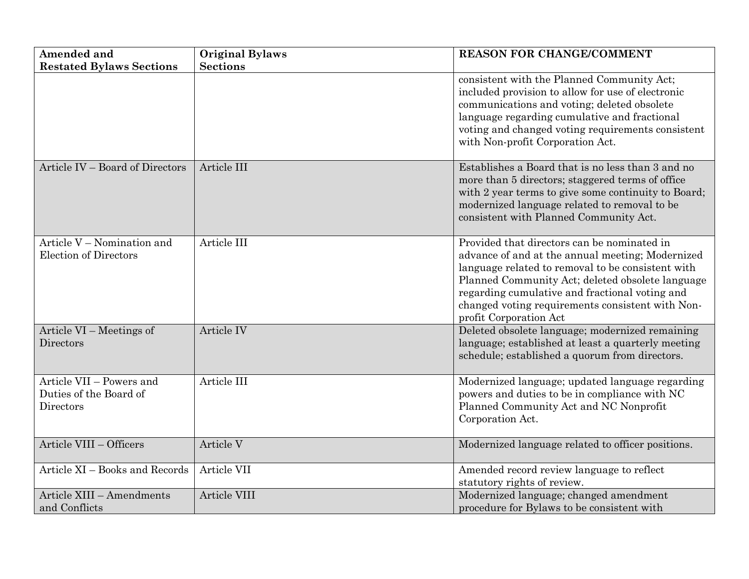| Amended and Restated Bylaws Sections | Original Bylaws Sections | REASON FOR CHANGE/COMMENT |
|---|---|---|
| | | consistent with the Planned Community Act; included provision to allow for use of electronic communications and voting; deleted obsolete language regarding cumulative and fractional voting and changed voting requirements consistent with Non-profit Corporation Act. |
| Article IV – Board of Directors | Article III | Establishes a Board that is no less than 3 and no more than 5 directors; staggered terms of office with 2 year terms to give some continuity to Board; modernized language related to removal to be consistent with Planned Community Act. |
| Article V – Nomination and Election of Directors | Article III | Provided that directors can be nominated in advance of and at the annual meeting; Modernized language related to removal to be consistent with Planned Community Act; deleted obsolete language regarding cumulative and fractional voting and changed voting requirements consistent with Non-profit Corporation Act |
| Article VI – Meetings of Directors | Article IV | Deleted obsolete language; modernized remaining language; established at least a quarterly meeting schedule; established a quorum from directors. |
| Article VII – Powers and Duties of the Board of Directors | Article III | Modernized language; updated language regarding powers and duties to be in compliance with NC Planned Community Act and NC Nonprofit Corporation Act. |
| Article VIII – Officers | Article V | Modernized language related to officer positions. |
| Article XI – Books and Records | Article VII | Amended record review language to reflect statutory rights of review. |
| Article XIII – Amendments and Conflicts | Article VIII | Modernized language; changed amendment procedure for Bylaws to be consistent with |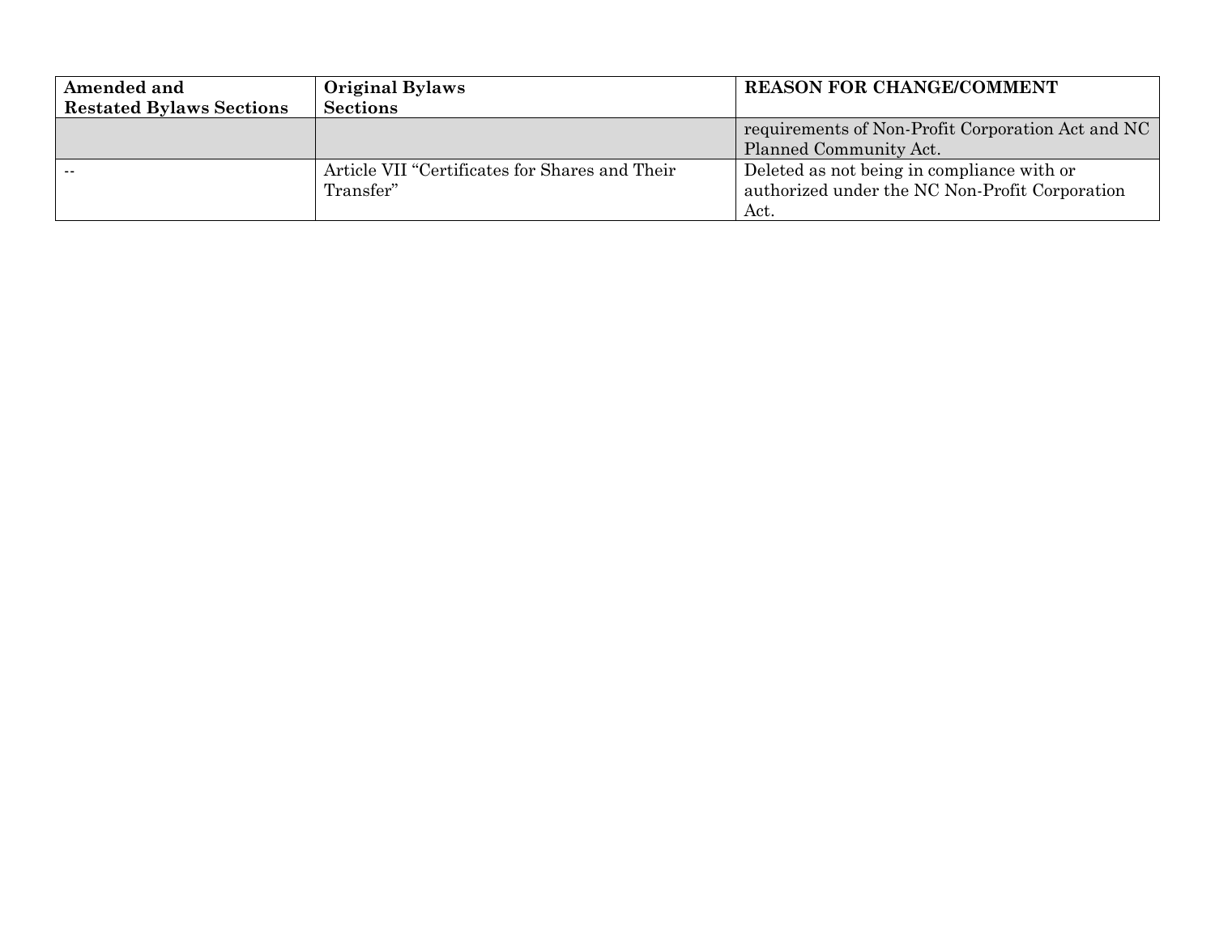| Amended and Restated Bylaws Sections | Original Bylaws Sections | REASON FOR CHANGE/COMMENT |
| --- | --- | --- |
| | | requirements of Non-Profit Corporation Act and NC Planned Community Act. |
| -- | Article VII “Certificates for Shares and Their Transfer” | Deleted as not being in compliance with or authorized under the NC Non-Profit Corporation Act. |